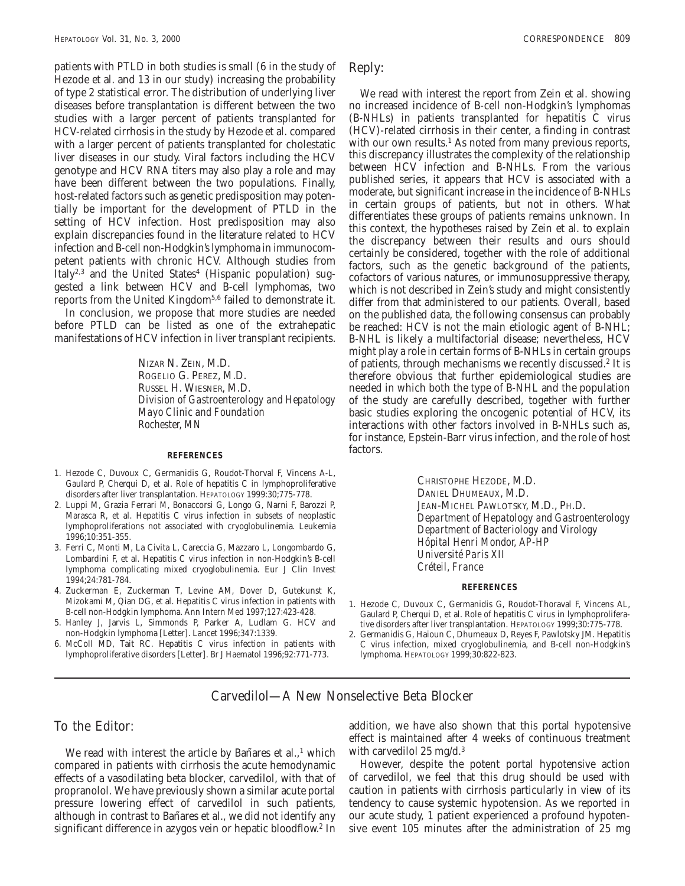patients with PTLD in both studies is small (6 in the study of Hezode et al. and 13 in our study) increasing the probability of type 2 statistical error. The distribution of underlying liver diseases before transplantation is different between the two studies with a larger percent of patients transplanted for HCV-related cirrhosis in the study by Hezode et al. compared with a larger percent of patients transplanted for cholestatic liver diseases in our study. Viral factors including the HCV genotype and HCV RNA titers may also play a role and may have been different between the two populations. Finally, host-related factors such as genetic predisposition may potentially be important for the development of PTLD in the setting of HCV infection. Host predisposition may also explain discrepancies found in the literature related to HCV infection and B-cell non-Hodgkin's lymphoma in immunocompetent patients with chronic HCV. Although studies from Italy[2,3] and the United States[4] (Hispanic population) suggested a link between HCV and B-cell lymphomas, two reports from the United Kingdom[5,6] failed to demonstrate it.

In conclusion, we propose that more studies are needed before PTLD can be listed as one of the extrahepatic manifestations of HCV infection in liver transplant recipients.

NIZAR N. ZEIN, M.D.
ROGELIO G. PEREZ, M.D.
RUSSEL H. WIESNER, M.D.
*Division of Gastroenterology and Hepatology*
*Mayo Clinic and Foundation*
*Rochester, MN*

#### REFERENCES

1. Hezode C, Duvoux C, Germanidis G, Roudot-Thorval F, Vincens A-L, Gaulard P, Cherqui D, et al. Role of hepatitis C in lymphoproliferative disorders after liver transplantation. HEPATOLOGY 1999:30;775-778.
2. Luppi M, Grazia Ferrari M, Bonaccorsi G, Longo G, Narni F, Barozzi P, Marasca R, et al. Hepatitis C virus infection in subsets of neoplastic lymphoproliferations not associated with cryoglobulinemia. Leukemia 1996;10:351-355.
3. Ferri C, Monti M, La Civita L, Careccia G, Mazzaro L, Longombardo G, Lombardini F, et al. Hepatitis C virus infection in non-Hodgkin's B-cell lymphoma complicating mixed cryoglobulinemia. Eur J Clin Invest 1994;24:781-784.
4. Zuckerman E, Zuckerman T, Levine AM, Dover D, Gutekunst K, Mizokami M, Qian DG, et al. Hepatitis C virus infection in patients with B-cell non-Hodgkin lymphoma. Ann Intern Med 1997;127:423-428.
5. Hanley J, Jarvis L, Simmonds P, Parker A, Ludlam G. HCV and non-Hodgkin lymphoma [Letter]. Lancet 1996;347:1339.
6. McColl MD, Tait RC. Hepatitis C virus infection in patients with lymphoproliferative disorders [Letter]. Br J Haematol 1996;92:771-773.

## Reply:

We read with interest the report from Zein et al. showing no increased incidence of B-cell non-Hodgkin's lymphomas (B-NHLs) in patients transplanted for hepatitis C virus (HCV)-related cirrhosis in their center, a finding in contrast with our own results.[1] As noted from many previous reports, this discrepancy illustrates the complexity of the relationship between HCV infection and B-NHLs. From the various published series, it appears that HCV is associated with a moderate, but significant increase in the incidence of B-NHLs in certain groups of patients, but not in others. What differentiates these groups of patients remains unknown. In this context, the hypotheses raised by Zein et al. to explain the discrepancy between their results and ours should certainly be considered, together with the role of additional factors, such as the genetic background of the patients, cofactors of various natures, or immunosuppressive therapy, which is not described in Zein's study and might consistently differ from that administered to our patients. Overall, based on the published data, the following consensus can probably be reached: HCV is not the main etiologic agent of B-NHL; B-NHL is likely a multifactorial disease; nevertheless, HCV might play a role in certain forms of B-NHLs in certain groups of patients, through mechanisms we recently discussed.[2] It is therefore obvious that further epidemiological studies are needed in which both the type of B-NHL and the population of the study are carefully described, together with further basic studies exploring the oncogenic potential of HCV, its interactions with other factors involved in B-NHLs such as, for instance, Epstein-Barr virus infection, and the role of host factors.

CHRISTOPHE HEZODE, M.D.
DANIEL DHUMEAUX, M.D.
JEAN-MICHEL PAWLOTSKY, M.D., PH.D.
*Department of Hepatology and Gastroenterology*
*Department of Bacteriology and Virology*
*Hôpital Henri Mondor, AP-HP*
*Université Paris XII*
*Créteil, France*

#### REFERENCES

1. Hezode C, Duvoux C, Germanidis G, Roudot-Thoraval F, Vincens AL, Gaulard P, Cherqui D, et al. Role of hepatitis C virus in lymphoproliferative disorders after liver transplantation. HEPATOLOGY 1999;30:775-778.
2. Germanidis G, Haioun C, Dhumeaux D, Reyes F, Pawlotsky JM. Hepatitis C virus infection, mixed cryoglobulinemia, and B-cell non-Hodgkin's lymphoma. HEPATOLOGY 1999;30:822-823.

# Carvedilol—A New Nonselective Beta Blocker

## To the Editor:

We read with interest the article by Bañares et al.,[1] which compared in patients with cirrhosis the acute hemodynamic effects of a vasodilating beta blocker, carvedilol, with that of propranolol. We have previously shown a similar acute portal pressure lowering effect of carvedilol in such patients, although in contrast to Bañares et al., we did not identify any significant difference in azygos vein or hepatic bloodflow.[2] In addition, we have also shown that this portal hypotensive effect is maintained after 4 weeks of continuous treatment with carvedilol 25 mg/d.[3]

However, despite the potent portal hypotensive action of carvedilol, we feel that this drug should be used with caution in patients with cirrhosis particularly in view of its tendency to cause systemic hypotension. As we reported in our acute study, 1 patient experienced a profound hypotensive event 105 minutes after the administration of 25 mg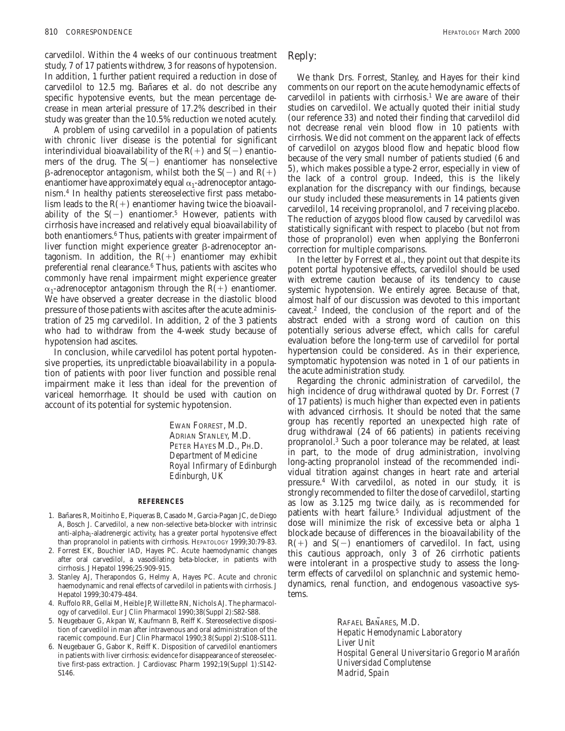carvedilol. Within the 4 weeks of our continuous treatment study, 7 of 17 patients withdrew, 3 for reasons of hypotension. In addition, 1 further patient required a reduction in dose of carvedilol to 12.5 mg. Bañares et al. do not describe any specific hypotensive events, but the mean percentage decrease in mean arterial pressure of 17.2% described in their study was greater than the 10.5% reduction we noted acutely.

A problem of using carvedilol in a population of patients with chronic liver disease is the potential for significant interindividual bioavailability of the R(+) and S(−) enantiomers of the drug. The S(−) enantiomer has nonselective β-adrenoceptor antagonism, whilst both the S(−) and R(+) enantiomer have approximately equal $\alpha_1$-adrenoceptor antagonism.[4] In healthy patients stereoselective first pass metabolism leads to the R(+) enantiomer having twice the bioavailability of the S(−) enantiomer.[5] However, patients with cirrhosis have increased and relatively equal bioavailability of both enantiomers.[6] Thus, patients with greater impairment of liver function might experience greater β-adrenoceptor antagonism. In addition, the R(+) enantiomer may exhibit preferential renal clearance.[6] Thus, patients with ascites who commonly have renal impairment might experience greater $\alpha_1$-adrenoceptor antagonism through the R(+) enantiomer. We have observed a greater decrease in the diastolic blood pressure of those patients with ascites after the acute administration of 25 mg carvedilol. In addition, 2 of the 3 patients who had to withdraw from the 4-week study because of hypotension had ascites.

In conclusion, while carvedilol has potent portal hypotensive properties, its unpredictable bioavailability in a population of patients with poor liver function and possible renal impairment make it less than ideal for the prevention of variceal hemorrhage. It should be used with caution on account of its potential for systemic hypotension.

EWAN FORREST, M.D.
ADRIAN STANLEY, M.D.
PETER HAYES M.D., PH.D.
*Department of Medicine*
*Royal Infirmary of Edinburgh*
*Edinburgh, UK*

#### REFERENCES

1. Bañares R, Moitinho E, Piqueras B, Casado M, Garcia-Pagan JC, de Diego A, Bosch J. Carvedilol, a new non-selective beta-blocker with intrinsic anti-alpha$_1$-aladrenergic activity, has a greater portal hypotensive effect than propranolol in patients with cirrhosis. HEPATOLOGY 1999;30:79-83.
2. Forrest EK, Bouchier IAD, Hayes PC. Acute haemodynamic changes after oral carvedilol, a vasodilating beta-blocker, in patients with cirrhosis. J Hepatol 1996;25:909-915.
3. Stanley AJ, Therapondos G, Helmy A, Hayes PC. Acute and chronic haemodynamic and renal effects of carvedilol in patients with cirrhosis. J Hepatol 1999;30:479-484.
4. Ruffolo RR, Gellai M, Heible JP, Willette RN, Nichols AJ. The pharmacology of carvedilol. Eur J Clin Pharmacol 1990;38(Suppl 2):S82-S88.
5. Neugebauer G, Akpan W, Kaufmann B, Reiff K. Stereoselective disposition of carvedilol in man after intravenous and oral administration of the racemic compound. Eur J Clin Pharmacol 1990;3 8(Suppl 2):S108-S111.
6. Neugebauer G, Gabor K, Reiff K. Disposition of carvedilol enantiomers in patients with liver cirrhosis: evidence for disappearance of stereoselective first-pass extraction. J Cardiovasc Pharm 1992;19(Suppl 1):S142-S146.

## Reply:

We thank Drs. Forrest, Stanley, and Hayes for their kind comments on our report on the acute hemodynamic effects of carvedilol in patients with cirrhosis.[1] We are aware of their studies on carvedilol. We actually quoted their initial study (our reference 33) and noted their finding that carvedilol did not decrease renal vein blood flow in 10 patients with cirrhosis. We did not comment on the apparent lack of effects of carvedilol on azygos blood flow and hepatic blood flow because of the very small number of patients studied (6 and 5), which makes possible a type-2 error, especially in view of the lack of a control group. Indeed, this is the likely explanation for the discrepancy with our findings, because our study included these measurements in 14 patients given carvedilol, 14 receiving propranolol, and 7 receiving placebo. The reduction of azygos blood flow caused by carvedilol was statistically significant with respect to placebo (but not from those of propranolol) even when applying the Bonferroni correction for multiple comparisons.

In the letter by Forrest et al., they point out that despite its potent portal hypotensive effects, carvedilol should be used with extreme caution because of its tendency to cause systemic hypotension. We entirely agree. Because of that, almost half of our discussion was devoted to this important caveat.[2] Indeed, the conclusion of the report and of the abstract ended with a strong word of caution on this potentially serious adverse effect, which calls for careful evaluation before the long-term use of carvedilol for portal hypertension could be considered. As in their experience, symptomatic hypotension was noted in 1 of our patients in the acute administration study.

Regarding the chronic administration of carvedilol, the high incidence of drug withdrawal quoted by Dr. Forrest (7 of 17 patients) is much higher than expected even in patients with advanced cirrhosis. It should be noted that the same group has recently reported an unexpected high rate of drug withdrawal (24 of 66 patients) in patients receiving propranolol.[3] Such a poor tolerance may be related, at least in part, to the mode of drug administration, involving long-acting propranolol instead of the recommended individual titration against changes in heart rate and arterial pressure.[4] With carvedilol, as noted in our study, it is strongly recommended to filter the dose of carvedilol, starting as low as 3.125 mg twice daily, as is recommended for patients with heart failure.[5] Individual adjustment of the dose will minimize the risk of excessive beta or alpha 1 blockade because of differences in the bioavailability of the R(+) and S(−) enantiomers of carvedilol. In fact, using this cautious approach, only 3 of 26 cirrhotic patients were intolerant in a prospective study to assess the long-term effects of carvedilol on splanchnic and systemic hemodynamics, renal function, and endogenous vasoactive systems.

RAFAEL BAÑARES, M.D.
*Hepatic Hemodynamic Laboratory*
*Liver Unit*
*Hospital General Universitario Gregorio Marañón*
*Universidad Complutense*
*Madrid, Spain*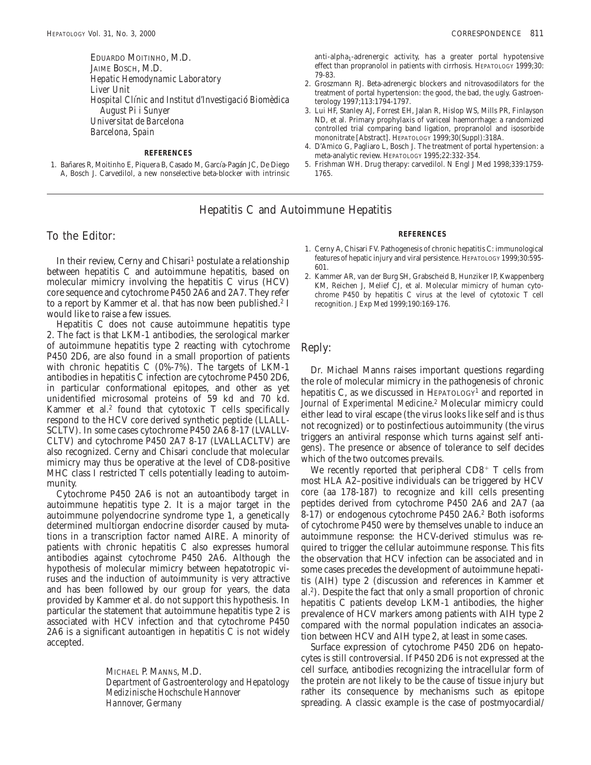EDUARDO MOITINHO, M.D.
JAIME BOSCH, M.D.
*Hepatic Hemodynamic Laboratory*
*Liver Unit*
*Hospital Clínic and Institut d'Investigació Biomèdica August Pi i Sunyer*
*Universitat de Barcelona*
*Barcelona, Spain*

**REFERENCES**

1. Bañares R, Moitinho E, Piquera B, Casado M, García-Pagán JC, De Diego A, Bosch J. Carvedilol, a new nonselective beta-blocker with intrinsic anti-alpha$_1$-adrenergic activity, has a greater portal hypotensive effect than propranolol in patients with cirrhosis. HEPATOLOGY 1999;30:79-83.
2. Groszmann RJ. Beta-adrenergic blockers and nitrovasodilators for the treatment of portal hypertension: the good, the bad, the ugly. Gastroenterology 1997;113:1794-1797.
3. Lui HF, Stanley AJ, Forrest EH, Jalan R, Hislop WS, Mills PR, Finlayson ND, et al. Primary prophylaxis of variceal haemorrhage: a randomized controlled trial comparing band ligation, propranolol and isosorbide mononitrate [Abstract]. HEPATOLOGY 1999;30(Suppl):318A.
4. D'Amico G, Pagliaro L, Bosch J. The treatment of portal hypertension: a meta-analytic review. HEPATOLOGY 1995;22:332-354.
5. Frishman WH. Drug therapy: carvedilol. N Engl J Med 1998;339:1759-1765.

## Hepatitis C and Autoimmune Hepatitis

### To the Editor:

In their review, Cerny and Chisari[1] postulate a relationship between hepatitis C and autoimmune hepatitis, based on molecular mimicry involving the hepatitis C virus (HCV) core sequence and cytochrome P450 2A6 and 2A7. They refer to a report by Kammer et al. that has now been published.[2] I would like to raise a few issues.

Hepatitis C does not cause autoimmune hepatitis type 2. The fact is that LKM-1 antibodies, the serological marker of autoimmune hepatitis type 2 reacting with cytochrome P450 2D6, are also found in a small proportion of patients with chronic hepatitis C (0%-7%). The targets of LKM-1 antibodies in hepatitis C infection are cytochrome P450 2D6, in particular conformational epitopes, and other as yet unidentified microsomal proteins of 59 kd and 70 kd. Kammer et al.[2] found that cytotoxic T cells specifically respond to the HCV core derived synthetic peptide (LLALLSCLTV). In some cases cytochrome P450 2A6 8-17 (LVALLVCLTV) and cytochrome P450 2A7 8-17 (LVALLACLTV) are also recognized. Cerny and Chisari conclude that molecular mimicry may thus be operative at the level of CD8-positive MHC class I restricted T cells potentially leading to autoimmunity.

Cytochrome P450 2A6 is not an autoantibody target in autoimmune hepatitis type 2. It is a major target in the autoimmune polyendocrine syndrome type 1, a genetically determined multiorgan endocrine disorder caused by mutations in a transcription factor named AIRE. A minority of patients with chronic hepatitis C also expresses humoral antibodies against cytochrome P450 2A6. Although the hypothesis of molecular mimicry between hepatotropic viruses and the induction of autoimmunity is very attractive and has been followed by our group for years, the data provided by Kammer et al. do not support this hypothesis. In particular the statement that autoimmune hepatitis type 2 is associated with HCV infection and that cytochrome P450 2A6 is a significant autoantigen in hepatitis C is not widely accepted.

MICHAEL P. MANNS, M.D.
*Department of Gastroenterology and Hepatology*
*Medizinische Hochschule Hannover*
*Hannover, Germany*

**REFERENCES**

1. Cerny A, Chisari FV. Pathogenesis of chronic hepatitis C: immunological features of hepatic injury and viral persistence. HEPATOLOGY 1999;30:595-601.
2. Kammer AR, van der Burg SH, Grabscheid B, Hunziker IP, Kwappenberg KM, Reichen J, Melief CJ, et al. Molecular mimicry of human cytochrome P450 by hepatitis C virus at the level of cytotoxic T cell recognition. J Exp Med 1999;190:169-176.

### Reply:

Dr. Michael Manns raises important questions regarding the role of molecular mimicry in the pathogenesis of chronic hepatitis C, as we discussed in HEPATOLOGY[1] and reported in *Journal of Experimental Medicine*.[2] Molecular mimicry could either lead to viral escape (the virus looks like self and is thus not recognized) or to postinfectious autoimmunity (the virus triggers an antiviral response which turns against self antigens). The presence or absence of tolerance to self decides which of the two outcomes prevails.

We recently reported that peripheral CD8$^+$ T cells from most HLA A2–positive individuals can be triggered by HCV core (aa 178-187) to recognize and kill cells presenting peptides derived from cytochrome P450 2A6 and 2A7 (aa 8-17) or endogenous cytochrome P450 2A6.[2] Both isoforms of cytochrome P450 were by themselves unable to induce an autoimmune response: the HCV-derived stimulus was required to trigger the cellular autoimmune response. This fits the observation that HCV infection can be associated and in some cases precedes the development of autoimmune hepatitis (AIH) type 2 (discussion and references in Kammer et al.[2]). Despite the fact that only a small proportion of chronic hepatitis C patients develop LKM-1 antibodies, the higher prevalence of HCV markers among patients with AIH type 2 compared with the normal population indicates an association between HCV and AIH type 2, at least in some cases.

Surface expression of cytochrome P450 2D6 on hepatocytes is still controversial. If P450 2D6 is not expressed at the cell surface, antibodies recognizing the intracellular form of the protein are not likely to be the cause of tissue injury but rather its consequence by mechanisms such as epitope spreading. A classic example is the case of postmyocardial/